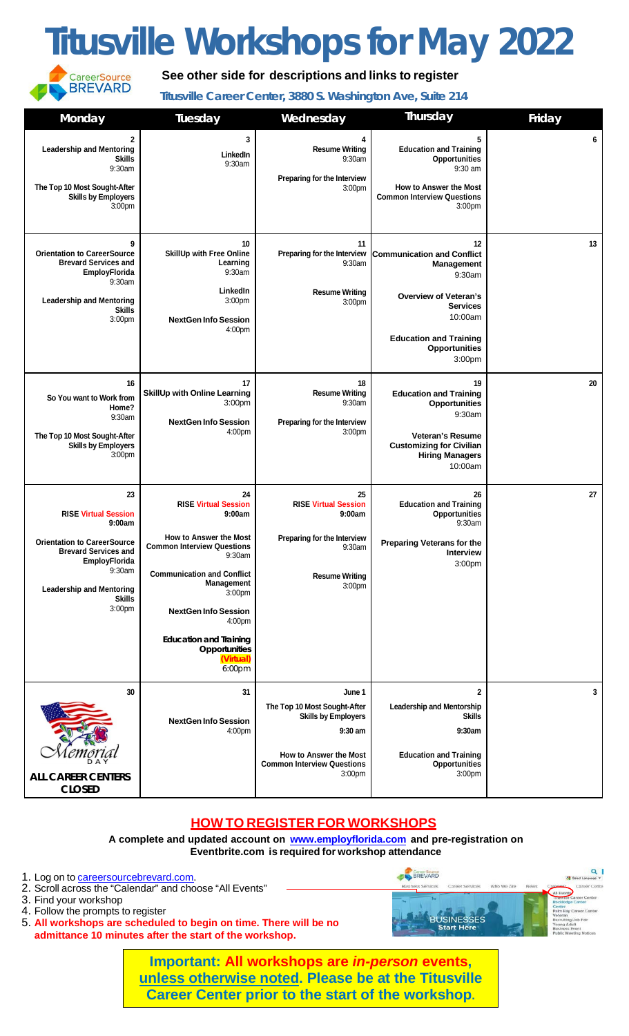# Titusville Workshops for May 2022

CareerSource BREVARD

**See other side for descriptions and links to register**

***Titusville Career Center, 3880 S. Washington Ave, Suite 214***

| Monday | Tuesday | Wednesday | Thursday | Friday |
|---|---|---|---|---|
| **2**<br>**Leadership and Mentoring Skills**<br>9:30am<br><br>**The Top 10 Most Sought-After Skills by Employers**<br>3:00pm | **3**<br>**LinkedIn**<br>9:30am | **4**<br>**Resume Writing**<br>9:30am<br><br>**Preparing for the Interview**<br>3:00pm | **5**<br>**Education and Training Opportunities**<br>9:30 am<br><br>**How to Answer the Most Common Interview Questions**<br>3:00pm | **6** |
| **9**<br>**Orientation to CareerSource Brevard Services and EmployFlorida**<br>9:30am<br><br>**Leadership and Mentoring Skills**<br>3:00pm | **10**<br>**SkillUp with Free Online Learning**<br>9:30am<br><br>**LinkedIn**<br>3:00pm<br><br>**NextGen Info Session**<br>4:00pm | **11**<br>**Preparing for the Interview**<br>9:30am<br><br>**Resume Writing**<br>3:00pm | **12**<br>**Communication and Conflict Management**<br>9:30am<br><br>**Overview of Veteran's Services**<br>10:00am<br><br>**Education and Training Opportunities**<br>3:00pm | **13** |
| **16**<br>**So You want to Work from Home?**<br>9:30am<br><br>**The Top 10 Most Sought-After Skills by Employers**<br>3:00pm | **17**<br>**SkillUp with Online Learning**<br>3:00pm<br><br>**NextGen Info Session**<br>4:00pm | **18**<br>**Resume Writing**<br>9:30am<br><br>**Preparing for the Interview**<br>3:00pm | **19**<br>**Education and Training Opportunities**<br>9:30am<br><br>**Veteran's Resume Customizing for Civilian Hiring Managers**<br>10:00am | **20** |
| **23**<br>**RISE Virtual Session**<br>**9:00am**<br><br>**Orientation to CareerSource Brevard Services and EmployFlorida**<br>9:30am<br><br>**Leadership and Mentoring Skills**<br>3:00pm | **24**<br>**RISE Virtual Session**<br>**9:00am**<br><br>**How to Answer the Most Common Interview Questions**<br>9:30am<br><br>**Communication and Conflict Management**<br>3:00pm<br><br>**NextGen Info Session**<br>4:00pm<br><br>**Education and Training Opportunities (Virtual)**<br>6:00pm | **25**<br>**RISE Virtual Session**<br>**9:00am**<br><br>**Preparing for the Interview**<br>9:30am<br><br>**Resume Writing**<br>3:00pm | **26**<br>**Education and Training Opportunities**<br>9:30am<br><br>**Preparing Veterans for the Interview**<br>3:00pm | **27** |
| **30**<br>Memorial Day<br>**ALL CAREER CENTERS CLOSED** | **31**<br>**NextGen Info Session**<br>4:00pm | **June 1**<br>**The Top 10 Most Sought-After Skills by Employers**<br>**9:30 am**<br><br>**How to Answer the Most Common Interview Questions**<br>3:00pm | **2**<br>**Leadership and Mentorship Skills**<br>**9:30am**<br><br>**Education and Training Opportunities**<br>3:00pm | **3** |

## HOW TO REGISTER FOR WORKSHOPS

**A complete and updated account on www.employflorida.com and pre-registration on Eventbrite.com is required for workshop attendance**

1. Log on to careersourcebrevard.com.
2. Scroll across the "Calendar" and choose "All Events"
3. Find your workshop
4. Follow the prompts to register
5. **All workshops are scheduled to begin on time. There will be no admittance 10 minutes after the start of the workshop.**

**Important: All workshops are *in-person* events, unless otherwise noted. Please be at the Titusville Career Center prior to the start of the workshop.**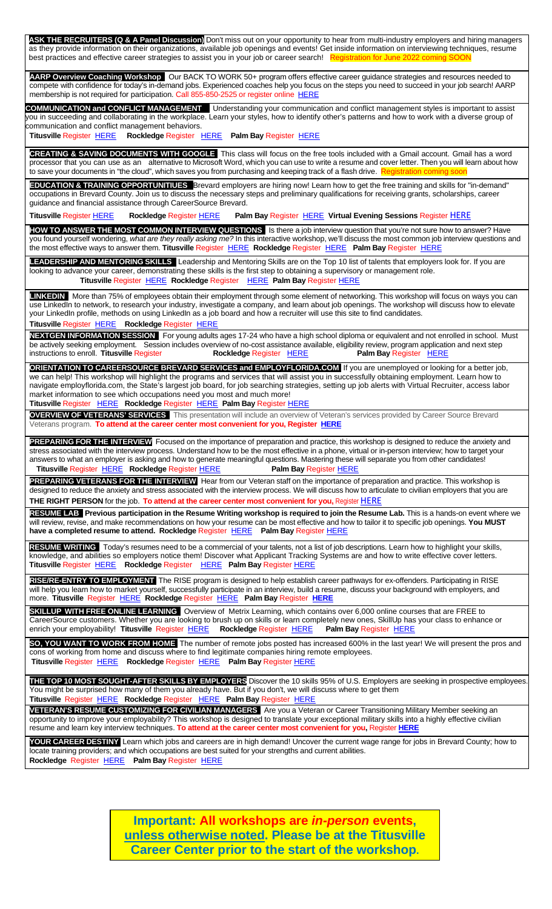**ASK THE RECRUITERS (Q & A Panel Discussion)** Don't miss out on your opportunity to hear from multi-industry employers and hiring managers as they provide information on their organizations, available job openings and events! Get inside information on interviewing techniques, resume best practices and effective career strategies to assist you in your job or career search! Registration for June 2022 coming SOON

**AARP Overview Coaching Workshop** Our BACK TO WORK 50+ program offers effective career guidance strategies and resources needed to compete with confidence for today's in-demand jobs. Experienced coaches help you focus on the steps you need to succeed in your job search! AARP membership is not required for participation. Call 855-850-2525 or register online HERE

**COMMUNICATION and CONFLICT MANAGEMENT** Understanding your communication and conflict management styles is important to assist you in succeeding and collaborating in the workplace. Learn your styles, how to identify other's patterns and how to work with a diverse group of communication and conflict management behaviors.
**Titusville** Register HERE **Rockledge** Register HERE **Palm Bay** Register HERE

**CREATING & SAVING DOCUMENTS WITH GOOGLE** This class will focus on the free tools included with a Gmail account. Gmail has a word processor that you can use as an alternative to Microsoft Word, which you can use to write a resume and cover letter. Then you will learn about how to save your documents in "the cloud", which saves you from purchasing and keeping track of a flash drive. Registration coming soon

**EDUCATION & TRAINING OPPORTUNITIUES** Brevard employers are hiring now! Learn how to get the free training and skills for "in-demand" occupations in Brevard County. Join us to discuss the necessary steps and preliminary qualifications for receiving grants, scholarships, career guidance and financial assistance through CareerSource Brevard.
**Titusville** Register HERE **Rockledge** Register HERE **Palm Bay** Register HERE **Virtual Evening Sessions** Register HERE

**HOW TO ANSWER THE MOST COMMON INTERVIEW QUESTIONS** Is there a job interview question that you're not sure how to answer? Have you found yourself wondering, *what are they really asking me?* In this interactive workshop, we'll discuss the most common job interview questions and the most effective ways to answer them. **Titusville** Register HERE **Rockledge** Register HERE **Palm Bay** Register HERE

**LEADERSHIP AND MENTORING SKILLS** Leadership and Mentoring Skills are on the Top 10 list of talents that employers look for. If you are looking to advance your career, demonstrating these skills is the first step to obtaining a supervisory or management role.
**Titusville** Register HERE **Rockledge** Register HERE **Palm Bay** Register HERE

**LINKEDIN** More than 75% of employees obtain their employment through some element of networking. This workshop will focus on ways you can use LinkedIn to network, to research your industry, investigate a company, and learn about job openings. The workshop will discuss how to elevate your LinkedIn profile, methods on using LinkedIn as a job board and how a recruiter will use this site to find candidates.
**Titusville** Register HERE **Rockledge** Register HERE

**NEXTGEN INFORMATION SESSION** For young adults ages 17-24 who have a high school diploma or equivalent and not enrolled in school. Must be actively seeking employment. Session includes overview of no-cost assistance available, eligibility review, program application and next step instructions to enroll. **Titusville** Register **Rockledge** Register HERE **Palm Bay** Register HERE

**ORIENTATION TO CAREERSOURCE BREVARD SERVICES and EMPLOYFLORIDA.COM** If you are unemployed or looking for a better job, we can help! This workshop will highlight the programs and services that will assist you in successfully obtaining employment. Learn how to navigate employflorida.com, the State's largest job board, for job searching strategies, setting up job alerts with Virtual Recruiter, access labor market information to see which occupations need you most and much more!
**Titusville** Register HERE **Rockledge** Register HERE **Palm Bay** Register HERE

**OVERVIEW OF VETERANS' SERVICES** This presentation will include an overview of Veteran's services provided by Career Source Brevard Veterans program. **To attend at the career center most convenient for you, Register HERE**

**PREPARING FOR THE INTERVIEW** Focused on the importance of preparation and practice, this workshop is designed to reduce the anxiety and stress associated with the interview process. Understand how to be the most effective in a phone, virtual or in-person interview; how to target your answers to what an employer is asking and how to generate meaningful questions. Mastering these will separate you from other candidates!
**Titusville** Register HERE **Rockledge** Register HERE **Palm Bay** Register HERE

**PREPARING VETERANS FOR THE INTERVIEW** Hear from our Veteran staff on the importance of preparation and practice. This workshop is designed to reduce the anxiety and stress associated with the interview process. We will discuss how to articulate to civilian employers that you are **THE RIGHT PERSON** for the job. **To attend at the career center most convenient for you,** Register HERE

**RESUME LAB** **Previous participation in the Resume Writing workshop is required to join the Resume Lab.** This is a hands-on event where we will review, revise, and make recommendations on how your resume can be most effective and how to tailor it to specific job openings. **You MUST have a completed resume to attend. Rockledge** Register HERE **Palm Bay** Register HERE

**RESUME WRITING** Today's resumes need to be a commercial of your talents, not a list of job descriptions. Learn how to highlight your skills, knowledge, and abilities so employers notice them! Discover what Applicant Tracking Systems are and how to write effective cover letters.
**Titusville** Register HERE **Rockledge** Register HERE **Palm Bay** Register HERE

**RISE/RE-ENTRY TO EMPLOYMENT** The RISE program is designed to help establish career pathways for ex-offenders. Participating in RISE will help you learn how to market yourself, successfully participate in an interview, build a resume, discuss your background with employers, and more. **Titusville** Register HERE **Rockledge** Register HERE **Palm Bay** Register **HERE**

**SKILLUP WITH FREE ONLINE LEARNING** Overview of Metrix Learning, which contains over 6,000 online courses that are FREE to CareerSource customers. Whether you are looking to brush up on skills or learn completely new ones, SkillUp has your class to enhance or enrich your employability! **Titusville** Register HERE **Rockledge** Register HERE **Palm Bay** Register HERE

**SO, YOU WANT TO WORK FROM HOME** The number of remote jobs posted has increased 600% in the last year! We will present the pros and cons of working from home and discuss where to find legitimate companies hiring remote employees.
**Titusville** Register HERE **Rockledge** Register HERE **Palm Bay** Register HERE

**THE TOP 10 MOST SOUGHT-AFTER SKILLS BY EMPLOYERS** Discover the 10 skills 95% of U.S. Employers are seeking in prospective employees. You might be surprised how many of them you already have. But if you don't, we will discuss where to get them
**Titusville** Register HERE **Rockledge** Register HERE **Palm Bay** Register HERE

**VETERAN'S RESUME CUSTOMIZING FOR CIVILIAN MANAGERS** Are you a Veteran or Career Transitioning Military Member seeking an opportunity to improve your employability? This workshop is designed to translate your exceptional military skills into a highly effective civilian resume and learn key interview techniques. **To attend at the career center most convenient for you,** Register **HERE**

**YOUR CAREER DESTINY** Learn which jobs and careers are in high demand! Uncover the current wage range for jobs in Brevard County; how to locate training providers; and which occupations are best suited for your strengths and current abilities.
**Rockledge** Register HERE **Palm Bay** Register HERE

**Important: All workshops are *in-person* events, unless otherwise noted. Please be at the Titusville Career Center prior to the start of the workshop.**